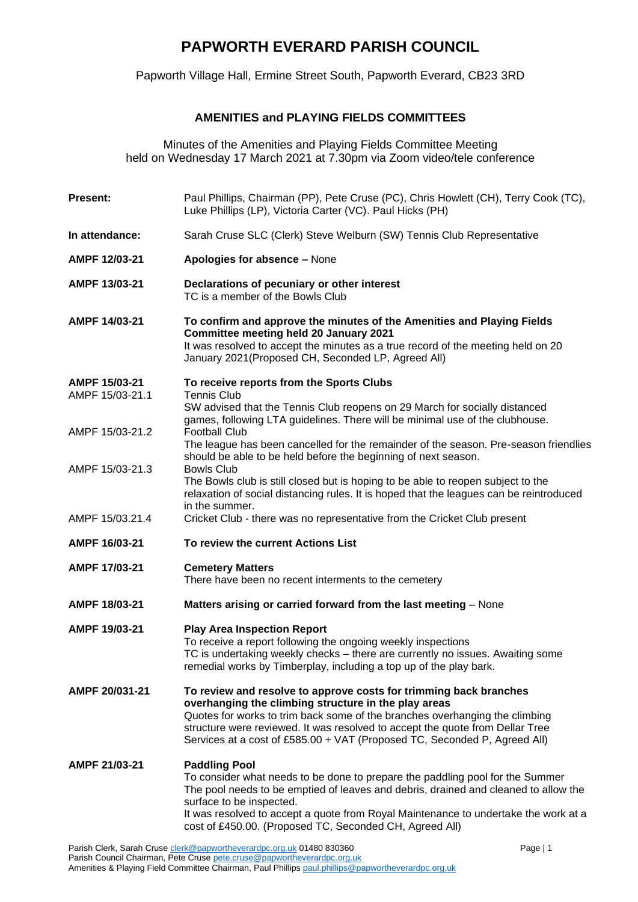# PAPWORTH EVERARD PARISH COUNCIL

Papworth Village Hall, Ermine Street South, Papworth Everard, CB23 3RD

## AMENITIES and PLAYING FIELDS COMMITTEES

Minutes of the Amenities and Playing Fields Committee Meeting held on Wednesday 17 March 2021 at 7.30pm via Zoom video/tele conference

**Present:** Paul Phillips, Chairman (PP), Pete Cruse (PC), Chris Howlett (CH), Terry Cook (TC), Luke Phillips (LP), Victoria Carter (VC). Paul Hicks (PH)

**In attendance:** Sarah Cruse SLC (Clerk) Steve Welburn (SW) Tennis Club Representative

**AMPF 12/03-21** **Apologies for absence –** None

**AMPF 13/03-21** **Declarations of pecuniary or other interest**
TC is a member of the Bowls Club

**AMPF 14/03-21** **To confirm and approve the minutes of the Amenities and Playing Fields Committee meeting held 20 January 2021**
It was resolved to accept the minutes as a true record of the meeting held on 20 January 2021(Proposed CH, Seconded LP, Agreed All)

**AMPF 15/03-21** **To receive reports from the Sports Clubs**

AMPF 15/03-21.1 Tennis Club
SW advised that the Tennis Club reopens on 29 March for socially distanced games, following LTA guidelines. There will be minimal use of the clubhouse.

AMPF 15/03-21.2 Football Club
The league has been cancelled for the remainder of the season. Pre-season friendlies should be able to be held before the beginning of next season.

AMPF 15/03-21.3 Bowls Club
The Bowls club is still closed but is hoping to be able to reopen subject to the relaxation of social distancing rules. It is hoped that the leagues can be reintroduced in the summer.

AMPF 15/03.21.4 Cricket Club - there was no representative from the Cricket Club present

**AMPF 16/03-21** **To review the current Actions List**

**AMPF 17/03-21** **Cemetery Matters**
There have been no recent interments to the cemetery

**AMPF 18/03-21** **Matters arising or carried forward from the last meeting** – None

**AMPF 19/03-21** **Play Area Inspection Report**
To receive a report following the ongoing weekly inspections
TC is undertaking weekly checks – there are currently no issues. Awaiting some remedial works by Timberplay, including a top up of the play bark.

**AMPF 20/031-21** **To review and resolve to approve costs for trimming back branches overhanging the climbing structure in the play areas**
Quotes for works to trim back some of the branches overhanging the climbing structure were reviewed. It was resolved to accept the quote from Dellar Tree Services at a cost of £585.00 + VAT (Proposed TC, Seconded P, Agreed All)

**AMPF 21/03-21** **Paddling Pool**
To consider what needs to be done to prepare the paddling pool for the Summer
The pool needs to be emptied of leaves and debris, drained and cleaned to allow the surface to be inspected.
It was resolved to accept a quote from Royal Maintenance to undertake the work at a cost of £450.00. (Proposed TC, Seconded CH, Agreed All)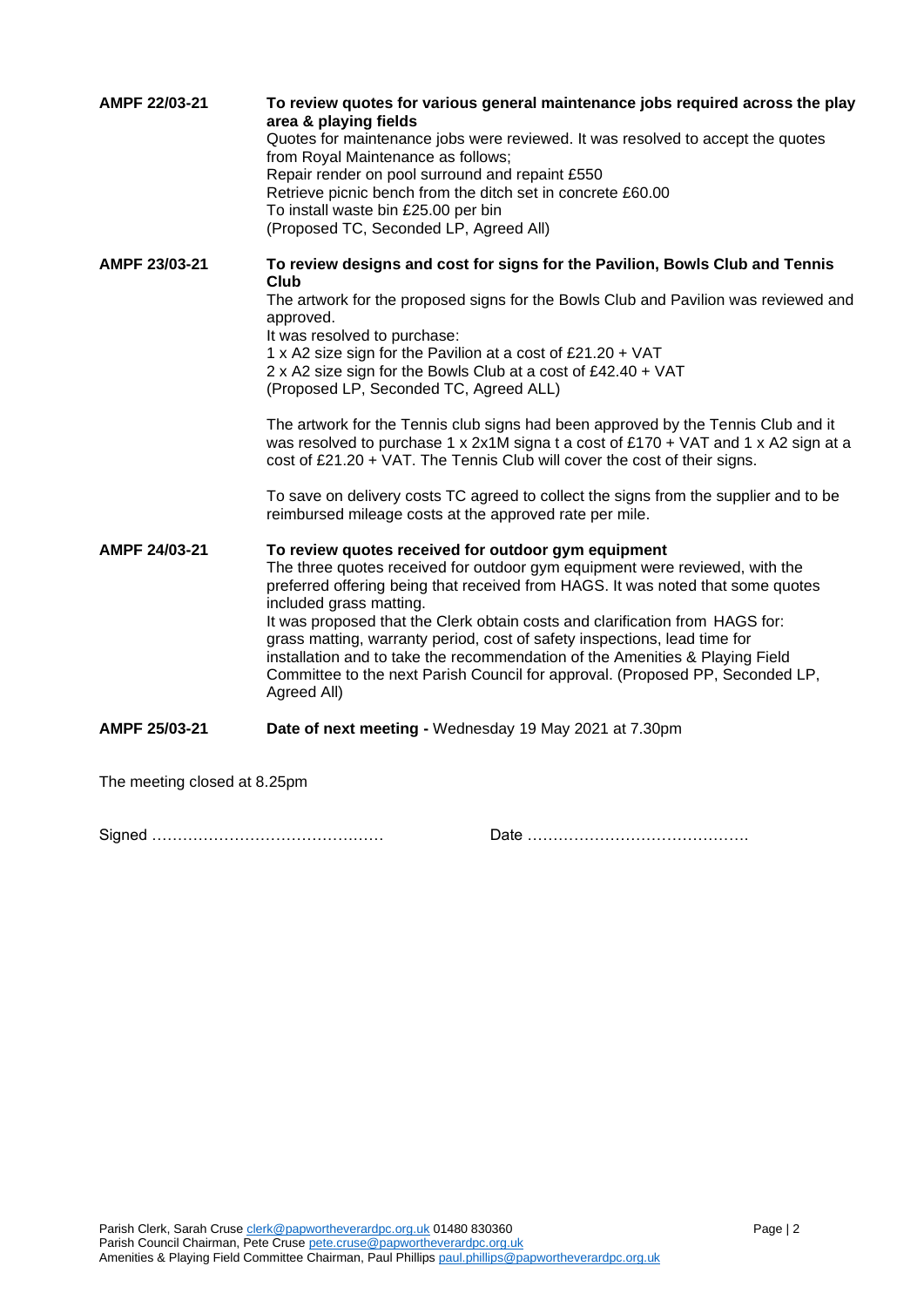**AMPF 22/03-21** **To review quotes for various general maintenance jobs required across the play area & playing fields**

Quotes for maintenance jobs were reviewed. It was resolved to accept the quotes from Royal Maintenance as follows;
Repair render on pool surround and repaint £550
Retrieve picnic bench from the ditch set in concrete £60.00
To install waste bin £25.00 per bin
(Proposed TC, Seconded LP, Agreed All)

**AMPF 23/03-21** **To review designs and cost for signs for the Pavilion, Bowls Club and Tennis Club**

The artwork for the proposed signs for the Bowls Club and Pavilion was reviewed and approved.
It was resolved to purchase:
1 x A2 size sign for the Pavilion at a cost of £21.20 + VAT
2 x A2 size sign for the Bowls Club at a cost of £42.40 + VAT
(Proposed LP, Seconded TC, Agreed ALL)

The artwork for the Tennis club signs had been approved by the Tennis Club and it was resolved to purchase 1 x 2x1M signa t a cost of £170 + VAT and 1 x A2 sign at a cost of £21.20 + VAT. The Tennis Club will cover the cost of their signs.

To save on delivery costs TC agreed to collect the signs from the supplier and to be reimbursed mileage costs at the approved rate per mile.

**AMPF 24/03-21** **To review quotes received for outdoor gym equipment**

The three quotes received for outdoor gym equipment were reviewed, with the preferred offering being that received from HAGS. It was noted that some quotes included grass matting.
It was proposed that the Clerk obtain costs and clarification from HAGS for: grass matting, warranty period, cost of safety inspections, lead time for installation and to take the recommendation of the Amenities & Playing Field Committee to the next Parish Council for approval. (Proposed PP, Seconded LP, Agreed All)

**AMPF 25/03-21** **Date of next meeting -** Wednesday 19 May 2021 at 7.30pm

The meeting closed at 8.25pm

Signed ……………………………………… Date …………………………………….

Parish Clerk, Sarah Cruse clerk@papwortheverardpc.org.uk 01480 830360
Parish Council Chairman, Pete Cruse pete.cruse@papwortheverardpc.org.uk
Amenities & Playing Field Committee Chairman, Paul Phillips paul.phillips@papwortheverardpc.org.uk